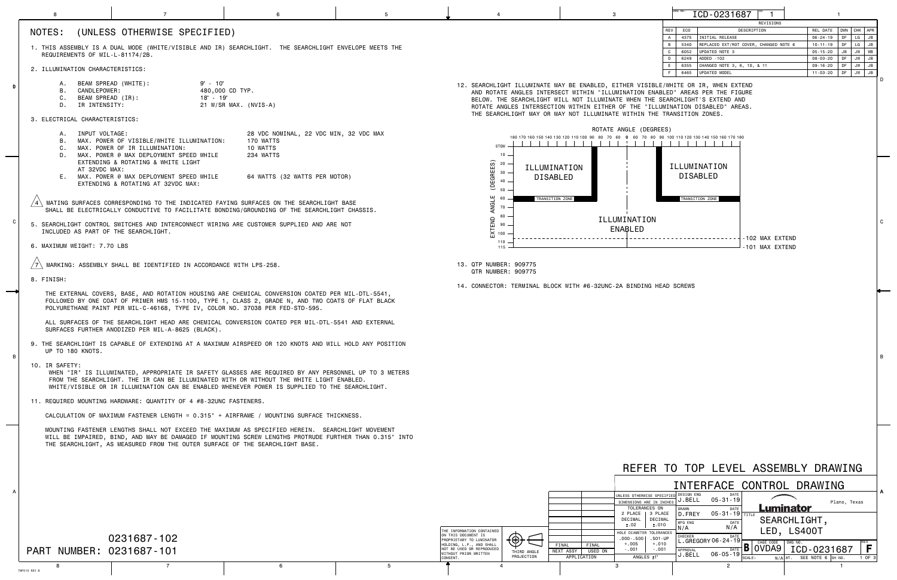ICD-0231687 SH 1

| REV | ECO | DESCRIPTION | REL DATE | DWN | CHK | APR |
|---|---|---|---|---|---|---|
| A | 4375 | INITIAL RELEASE | 06-24-19 | DF | LG | JB |
| B | 5340 | REPLACED EXT/ROT COVER, CHANGED NOTE 6 | 10-11-19 | DF | LG | JB |
| C | 6052 | UPDATED NOTE 3 | 05-15-20 | JB | JW | WB |
| D | 6249 | ADDED -102 | 08-03-20 | DF | JW | JB |
| E | 6355 | CHANGED NOTE 3, 6, 10, & 11 | 09-16-20 | DF | JW | JB |
| F | 6465 | UPDATED MODEL | 11-03-20 | DF | JW | JB |

# NOTES: (UNLESS OTHERWISE SPECIFIED)

1. THIS ASSEMBLY IS A DUAL MODE (WHITE/VISIBLE AND IR) SEARCHLIGHT. THE SEARCHLIGHT ENVELOPE MEETS THE REQUIREMENTS OF MIL-L-81174/2B.

2. ILLUMINATION CHARACTERISTICS:

   A. BEAM SPREAD (WHITE): 9° - 10°
   B. CANDLEPOWER: 480,000 CD TYP.
   C. BEAM SPREAD (IR): 18° - 19°
   D. IR INTENSITY: 21 W/SR MAX. (NVIS-A)

3. ELECTRICAL CHARACTERISTICS:

   A. INPUT VOLTAGE: 28 VDC NOMINAL, 22 VDC MIN, 32 VDC MAX
   B. MAX. POWER OF VISIBLE/WHITE ILLUMINATION: 170 WATTS
   C. MAX. POWER OF IR ILLUMINATION: 10 WATTS
   D. MAX. POWER @ MAX DEPLOYMENT SPEED WHILE EXTENDING & ROTATING & WHITE LIGHT AT 32VDC MAX: 234 WATTS
   E. MAX. POWER @ MAX DEPLOYMENT SPEED WHILE EXTENDING & ROTATING AT 32VDC MAX: 64 WATTS (32 WATTS PER MOTOR)

4. MATING SURFACES CORRESPONDING TO THE INDICATED FAYING SURFACES ON THE SEARCHLIGHT BASE SHALL BE ELECTRICALLY CONDUCTIVE TO FACILITATE BONDING/GROUNDING OF THE SEARCHLIGHT CHASSIS.

5. SEARCHLIGHT CONTROL SWITCHES AND INTERCONNECT WIRING ARE CUSTOMER SUPPLIED AND ARE NOT INCLUDED AS PART OF THE SEARCHLIGHT.

6. MAXIMUM WEIGHT: 7.70 LBS

7. MARKING: ASSEMBLY SHALL BE IDENTIFIED IN ACCORDANCE WITH LPS-258.

8. FINISH:

   THE EXTERNAL COVERS, BASE, AND ROTATION HOUSING ARE CHEMICAL CONVERSION COATED PER MIL-DTL-5541, FOLLOWED BY ONE COAT OF PRIMER HMS 15-1100, TYPE 1, CLASS 2, GRADE N, AND TWO COATS OF FLAT BLACK POLYURETHANE PAINT PER MIL-C-46168, TYPE IV, COLOR NO. 37038 PER FED-STD-595.

   ALL SURFACES OF THE SEARCHLIGHT HEAD ARE CHEMICAL CONVERSION COATED PER MIL-DTL-5541 AND EXTERNAL SURFACES FURTHER ANODIZED PER MIL-A-8625 (BLACK).

9. THE SEARCHLIGHT IS CAPABLE OF EXTENDING AT A MAXIMUM AIRSPEED OR 120 KNOTS AND WILL HOLD ANY POSITION UP TO 180 KNOTS.

10. IR SAFETY:
    WHEN "IR" IS ILLUMINATED, APPROPRIATE IR SAFETY GLASSES ARE REQUIRED BY ANY PERSONNEL UP TO 3 METERS FROM THE SEARCHLIGHT. THE IR CAN BE ILLUMINATED WITH OR WITHOUT THE WHITE LIGHT ENABLED. WHITE/VISIBLE OR IR ILLUMINATION CAN BE ENABLED WHENEVER POWER IS SUPPLIED TO THE SEARCHLIGHT.

11. REQUIRED MOUNTING HARDWARE: QUANTITY OF 4 #8-32UNC FASTENERS.

    CALCULATION OF MAXIMUM FASTENER LENGTH = 0.315" + AIRFRAME / MOUNTING SURFACE THICKNESS.

    MOUNTING FASTENER LENGTHS SHALL NOT EXCEED THE MAXIMUM AS SPECIFIED HEREIN. SEARCHLIGHT MOVEMENT WILL BE IMPAIRED, BIND, AND MAY BE DAMAGED IF MOUNTING SCREW LENGTHS PROTRUDE FURTHER THAN 0.315" INTO THE SEARCHLIGHT, AS MEASURED FROM THE OUTER SURFACE OF THE SEARCHLIGHT BASE.

12. SEARCHLIGHT ILLUMINATE MAY BE ENABLED, EITHER VISIBLE/WHITE OR IR, WHEN EXTEND AND ROTATE ANGLES INTERSECT WITHIN 'ILLUMINATION ENABLED' AREAS PER THE FIGURE BELOW. THE SEARCHLIGHT WILL NOT ILLUMINATE WHEN THE SEARCHLIGHT'S EXTEND AND ROTATE ANGLES INTERSECTION WITHIN EITHER OF THE "ILLUMINATION DISABLED" AREAS. THE SEARCHLIGHT MAY OR MAY NOT ILLUMINATE WITHIN THE TRANSITION ZONES.

ROTATE ANGLE (DEGREES): 180 170 160 150 140 130 120 110 100 90 80 70 60 0 60 70 80 90 100 110 120 130 140 150 160 170 180

EXTEND ANGLE (DEGREES): STOW, 10, 20, 30, 40, 50, 60, 70, 80, 90, 100, 110, 115

ILLUMINATION DISABLED | ILLUMINATION DISABLED

TRANSITION ZONE | TRANSITION ZONE

ILLUMINATION ENABLED

-102 MAX EXTEND

-101 MAX EXTEND

13. QTP NUMBER: 909775
    QTR NUMBER: 909775

14. CONNECTOR: TERMINAL BLOCK WITH #6-32UNC-2A BINDING HEAD SCREWS

PART NUMBER: 0231687-101
0231687-102

REFER TO TOP LEVEL ASSEMBLY DRAWING

INTERFACE CONTROL DRAWING

THE INFORMATION CONTAINED ON THIS DOCUMENT IS PROPRIETARY TO LUMINATOR HOLDING, L.P., AND SHALL NOT BE USED OR REPRODUCED WITHOUT PRIOR WRITTEN CONSENT.

THIRD ANGLE PROJECTION

| FINAL | FINAL |
|---|---|
| NEXT ASSY | USED ON |
| APPLICATION | |

UNLESS OTHERWISE SPECIFIED DIMENSIONS ARE IN INCHES
TOLERANCES ON: 2 PLACE DECIMAL ±.02; 3 PLACE DECIMAL ±.010
HOLE DIAMETER TOLERANCES: .000-.500 +.005 -.001; .501-UP +.010 -.001
ANGLES ±1°

| | | DATE |
|---|---|---|
| DESIGN ENG | J.BELL | 05-31-19 |
| DRAWN | D.FREY | 05-31-19 |
| MFG ENG | N/A | N/A |
| CHECKER | L.GREGORY | 06-24-19 |
| APPROVAL | J.BELL | 06-05-19 |

Luminator — Plano, Texas

TITLE: SEARCHLIGHT, LED, LS400T

SIZE: B | CAGE CODE: 0VDA9 | DWG NO.: ICD-0231687 | REV: F

SCALE: N/A | WT. SEE NOTE 6 | SH NO. 1 OF 3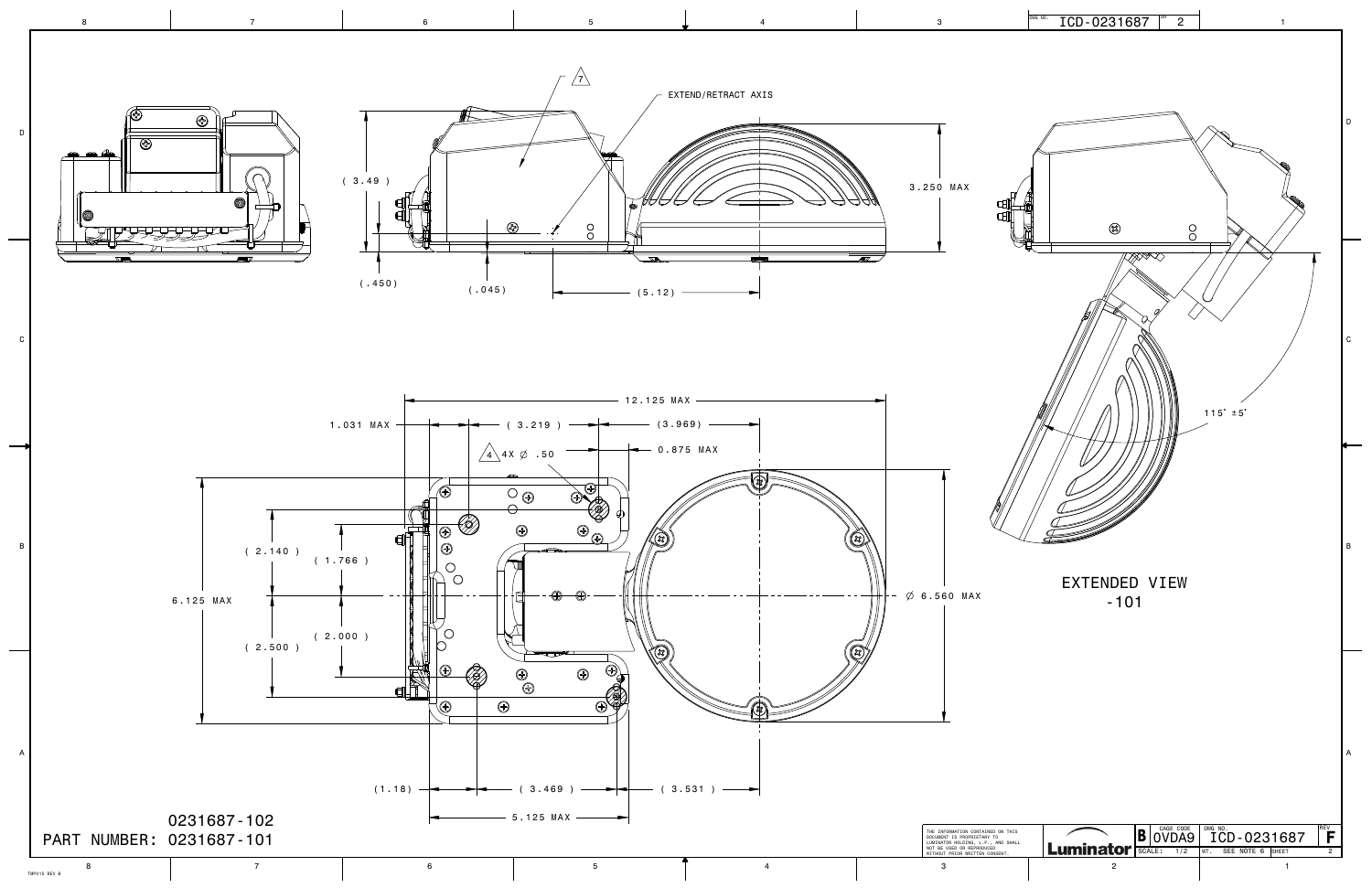DWG NO. ICD-0231687 SH 2

EXTEND/RETRACT AXIS

7

( 3.49 )

3.250 MAX

(.450)

(.045)

(5.12)

115° ±5°

12.125 MAX

1.031 MAX

( 3.219 )

(3.969)

4 4X ∅ .50

0.875 MAX

( 2.140 )

( 1.766 )

6.125 MAX

∅ 6.560 MAX

( 2.000 )

( 2.500 )

EXTENDED VIEW
-101

(1.18)

( 3.469 )

( 3.531 )

5.125 MAX

PART NUMBER: 0231687-102
0231687-101

THE INFORMATION CONTAINED ON THIS DOCUMENT IS PROPRIETARY TO LUMINATOR HOLDING, L.P., AND SHALL NOT BE USED OR REPRODUCED WITHOUT PRIOR WRITTEN CONSENT.

Luminator

| SIZE | CAGE CODE | DWG NO. | REV |
|---|---|---|---|
| B | 0VDA9 | ICD-0231687 | F |
| SCALE: 1/2 | | WT. SEE NOTE 6 | SHEET 2 |

TMP015 REV B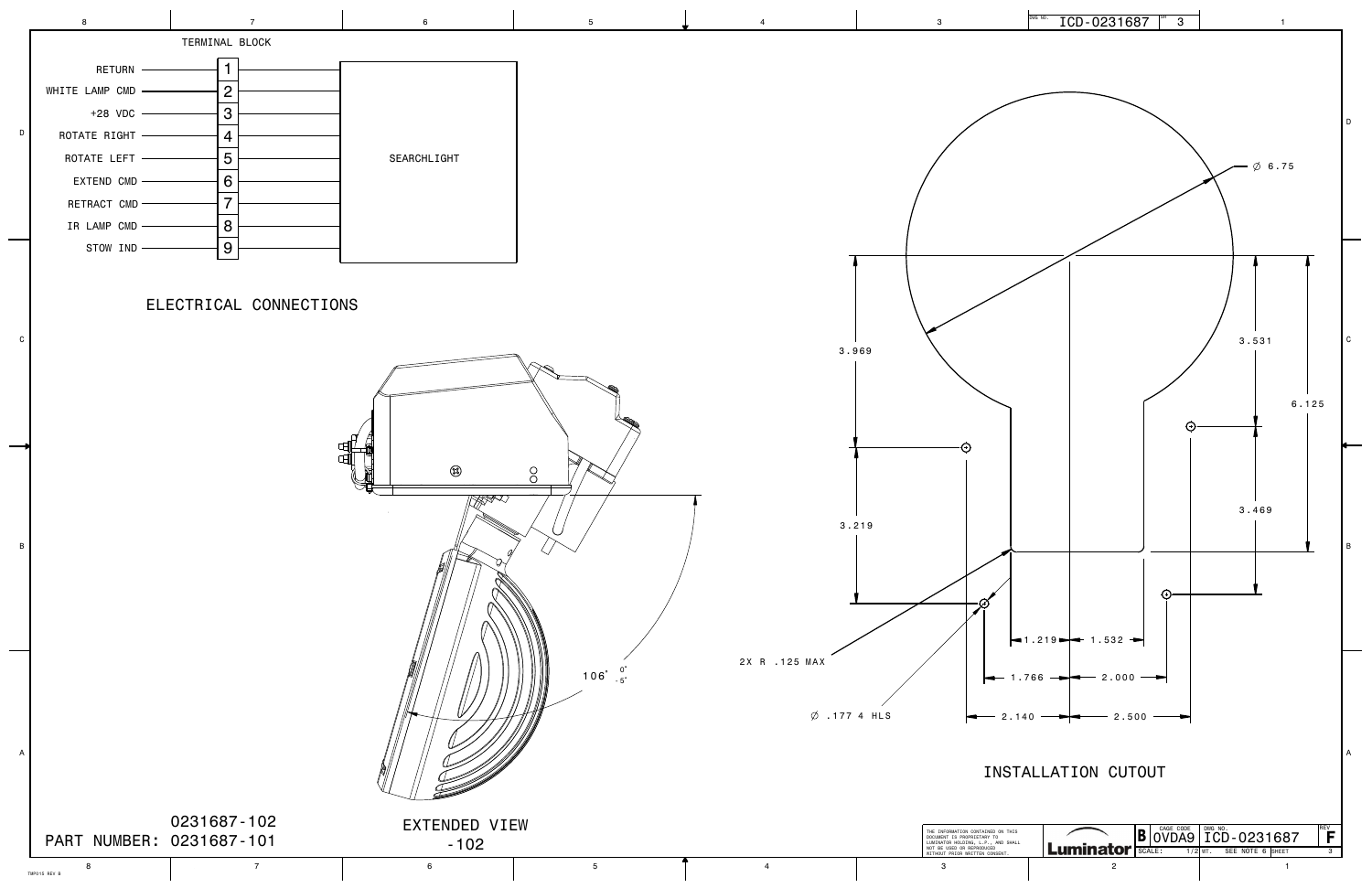## ELECTRICAL CONNECTIONS

TERMINAL BLOCK

| Terminal | Signal |
|---|---|
| 1 | RETURN |
| 2 | WHITE LAMP CMD |
| 3 | +28 VDC |
| 4 | ROTATE RIGHT |
| 5 | ROTATE LEFT |
| 6 | EXTEND CMD |
| 7 | RETRACT CMD |
| 8 | IR LAMP CMD |
| 9 | STOW IND |

SEARCHLIGHT

## EXTENDED VIEW -102

106° 0° -5°

## INSTALLATION CUTOUT

∅ 6.75

3.969

3.219

3.531

6.125

3.469

2X R .125 MAX

∅ .177 4 HLS

1.219

1.532

1.766

2.000

2.140

2.500

PART NUMBER: 0231687-101
0231687-102

THE INFORMATION CONTAINED ON THIS DOCUMENT IS PROPRIETARY TO LUMINATOR HOLDING, L.P., AND SHALL NOT BE USED OR REPRODUCED WITHOUT PRIOR WRITTEN CONSENT.

Luminator

| SIZE | CAGE CODE | DWG NO. | REV |
|---|---|---|---|
| B | 0VDA9 | ICD-0231687 | F |
| SCALE: 1/2 | WT. SEE NOTE 6 | SHEET 3 | |